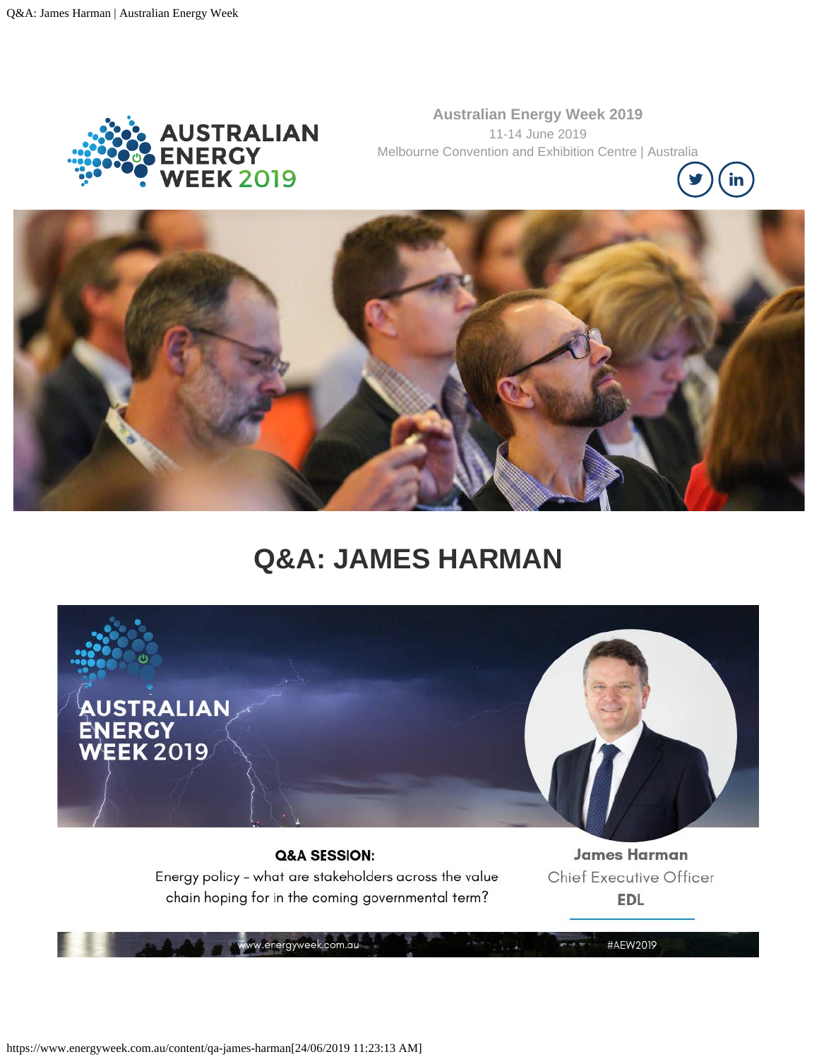**Australian Energy Week 2019**

11-14 June 2019

Melbourne Convention and Exhibition Centre | Australia

# Q&A: JAMES HARMAN

**Q&A SESSION:**

Energy policy – what are stakeholders across the value chain hoping for in the coming governmental term?

**James Harman**

Chief Executive Officer

**EDL**

www.energyweek.com.au

#AEW2019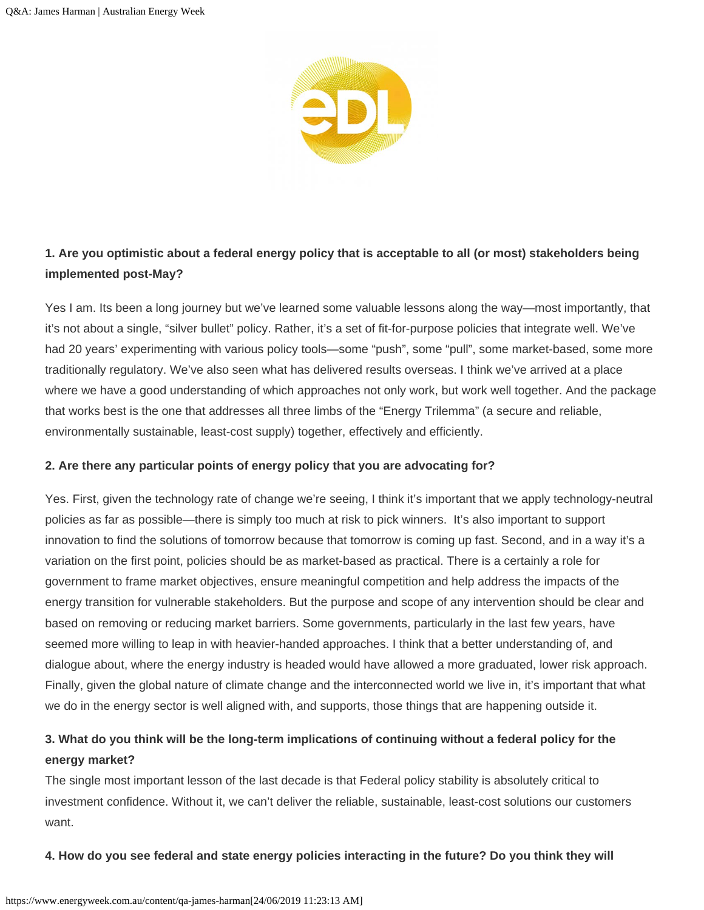**1. Are you optimistic about a federal energy policy that is acceptable to all (or most) stakeholders being implemented post-May?**

Yes I am. Its been a long journey but we've learned some valuable lessons along the way—most importantly, that it's not about a single, "silver bullet" policy. Rather, it's a set of fit-for-purpose policies that integrate well. We've had 20 years' experimenting with various policy tools—some "push", some "pull", some market-based, some more traditionally regulatory. We've also seen what has delivered results overseas. I think we've arrived at a place where we have a good understanding of which approaches not only work, but work well together. And the package that works best is the one that addresses all three limbs of the "Energy Trilemma" (a secure and reliable, environmentally sustainable, least-cost supply) together, effectively and efficiently.

**2. Are there any particular points of energy policy that you are advocating for?**

Yes. First, given the technology rate of change we're seeing, I think it's important that we apply technology-neutral policies as far as possible—there is simply too much at risk to pick winners. It's also important to support innovation to find the solutions of tomorrow because that tomorrow is coming up fast. Second, and in a way it's a variation on the first point, policies should be as market-based as practical. There is a certainly a role for government to frame market objectives, ensure meaningful competition and help address the impacts of the energy transition for vulnerable stakeholders. But the purpose and scope of any intervention should be clear and based on removing or reducing market barriers. Some governments, particularly in the last few years, have seemed more willing to leap in with heavier-handed approaches. I think that a better understanding of, and dialogue about, where the energy industry is headed would have allowed a more graduated, lower risk approach. Finally, given the global nature of climate change and the interconnected world we live in, it's important that what we do in the energy sector is well aligned with, and supports, those things that are happening outside it.

**3. What do you think will be the long-term implications of continuing without a federal policy for the energy market?**

The single most important lesson of the last decade is that Federal policy stability is absolutely critical to investment confidence. Without it, we can't deliver the reliable, sustainable, least-cost solutions our customers want.

**4. How do you see federal and state energy policies interacting in the future? Do you think they will**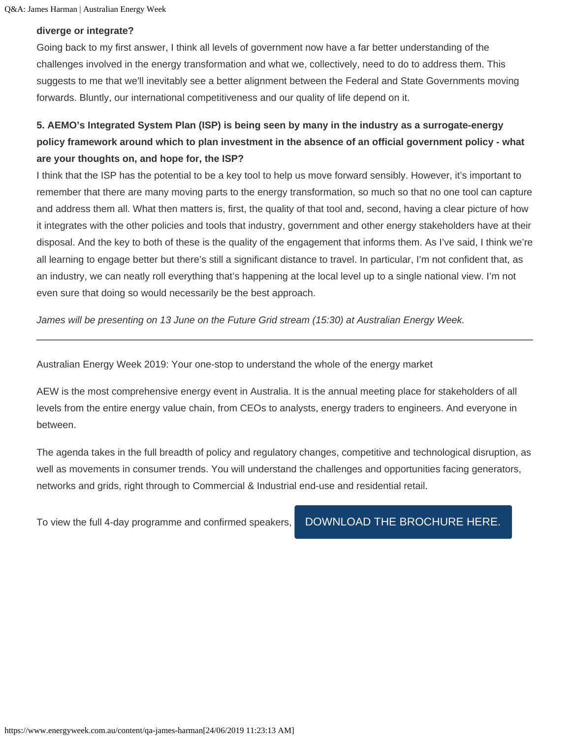**diverge or integrate?**

Going back to my first answer, I think all levels of government now have a far better understanding of the challenges involved in the energy transformation and what we, collectively, need to do to address them. This suggests to me that we'll inevitably see a better alignment between the Federal and State Governments moving forwards. Bluntly, our international competitiveness and our quality of life depend on it.

**5. AEMO's Integrated System Plan (ISP) is being seen by many in the industry as a surrogate-energy policy framework around which to plan investment in the absence of an official government policy - what are your thoughts on, and hope for, the ISP?**

I think that the ISP has the potential to be a key tool to help us move forward sensibly. However, it's important to remember that there are many moving parts to the energy transformation, so much so that no one tool can capture and address them all. What then matters is, first, the quality of that tool and, second, having a clear picture of how it integrates with the other policies and tools that industry, government and other energy stakeholders have at their disposal. And the key to both of these is the quality of the engagement that informs them. As I've said, I think we're all learning to engage better but there's still a significant distance to travel. In particular, I'm not confident that, as an industry, we can neatly roll everything that's happening at the local level up to a single national view. I'm not even sure that doing so would necessarily be the best approach.

*James will be presenting on 13 June on the Future Grid stream (15:30) at Australian Energy Week.*

---

Australian Energy Week 2019: Your one-stop to understand the whole of the energy market

AEW is the most comprehensive energy event in Australia. It is the annual meeting place for stakeholders of all levels from the entire energy value chain, from CEOs to analysts, energy traders to engineers. And everyone in between.

The agenda takes in the full breadth of policy and regulatory changes, competitive and technological disruption, as well as movements in consumer trends. You will understand the challenges and opportunities facing generators, networks and grids, right through to Commercial & Industrial end-use and residential retail.

To view the full 4-day programme and confirmed speakers, DOWNLOAD THE BROCHURE HERE.